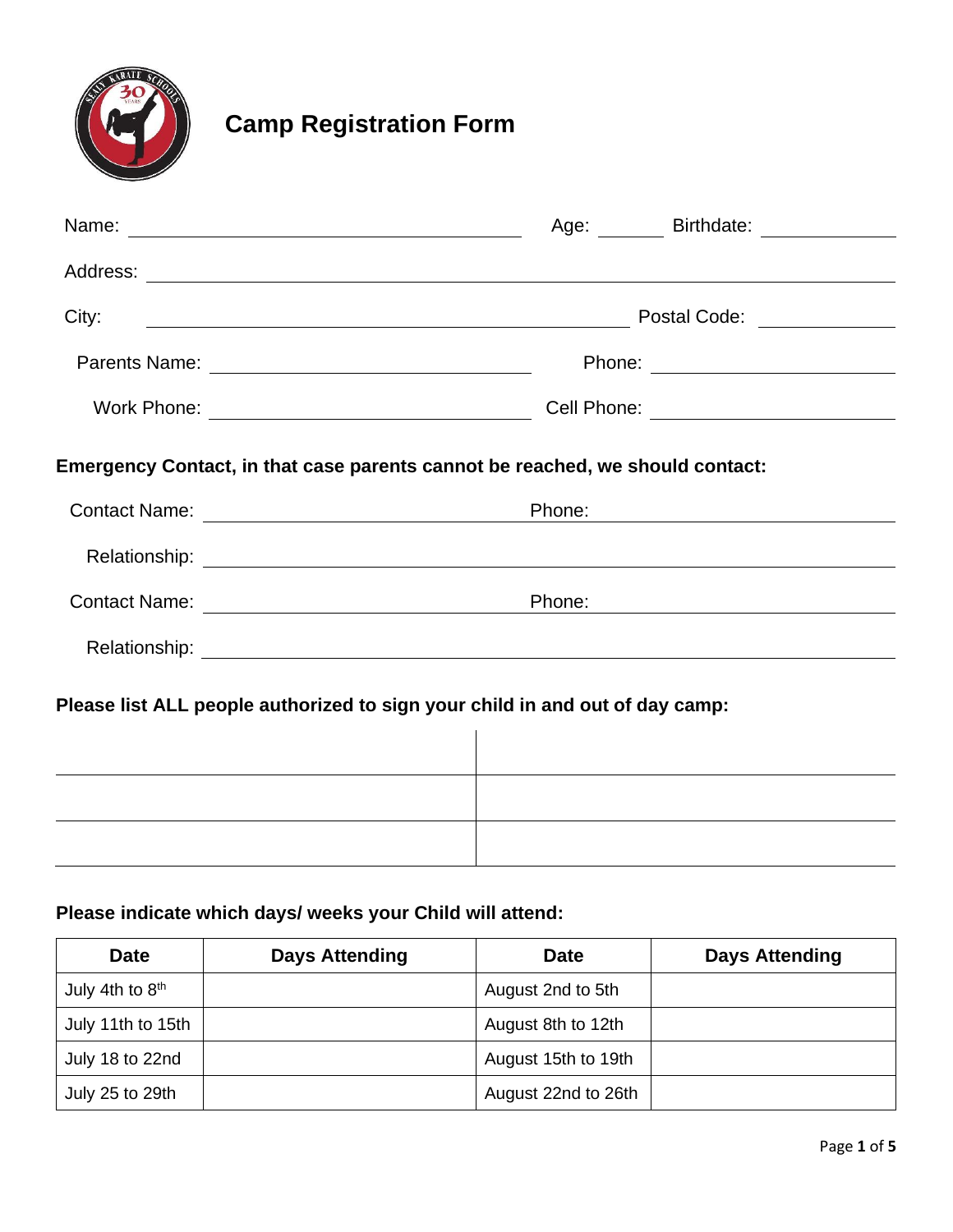# Camp Registration Form

Name: ______________________________ Age: ______ Birthdate: ____________

Address: ______________________________________________________________

City: ______________________________________ Postal Code: ____________

Parents Name: ___________________________ Phone: ______________________

Work Phone: ____________________________ Cell Phone: ___________________

**Emergency Contact, in that case parents cannot be reached, we should contact:**

Contact Name: ___________________________ Phone: ______________________

Relationship: __________________________________________________________

Contact Name: ___________________________ Phone: ______________________

Relationship: __________________________________________________________

**Please list ALL people authorized to sign your child in and out of day camp:**

| | |
|---|---|
| | |
| | |
| | |

**Please indicate which days/ weeks your Child will attend:**

| Date | Days Attending | Date | Days Attending |
|---|---|---|---|
| July 4th to 8th | | August 2nd to 5th | |
| July 11th to 15th | | August 8th to 12th | |
| July 18 to 22nd | | August 15th to 19th | |
| July 25 to 29th | | August 22nd to 26th | |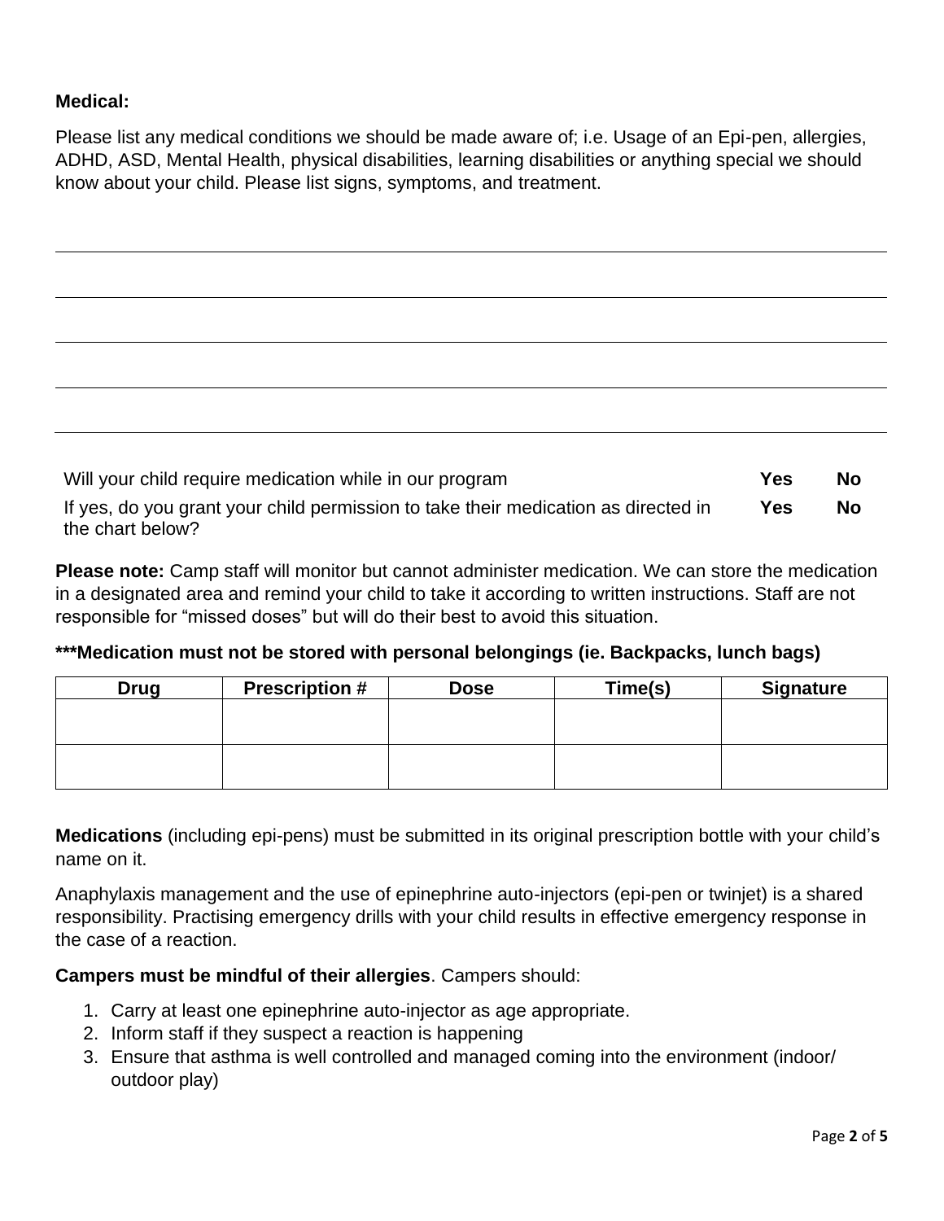**Medical:**

Please list any medical conditions we should be made aware of; i.e. Usage of an Epi-pen, allergies, ADHD, ASD, Mental Health, physical disabilities, learning disabilities or anything special we should know about your child. Please list signs, symptoms, and treatment.

______________________________________________________________________________

______________________________________________________________________________

______________________________________________________________________________

______________________________________________________________________________

______________________________________________________________________________

| | | |
|---|---|---|
| Will your child require medication while in our program | **Yes** | **No** |
| If yes, do you grant your child permission to take their medication as directed in the chart below? | **Yes** | **No** |

**Please note:** Camp staff will monitor but cannot administer medication. We can store the medication in a designated area and remind your child to take it according to written instructions. Staff are not responsible for "missed doses" but will do their best to avoid this situation.

**\*\*\*Medication must not be stored with personal belongings (ie. Backpacks, lunch bags)**

| Drug | Prescription # | Dose | Time(s) | Signature |
|---|---|---|---|---|
| | | | | |
| | | | | |

**Medications** (including epi-pens) must be submitted in its original prescription bottle with your child's name on it.

Anaphylaxis management and the use of epinephrine auto-injectors (epi-pen or twinjet) is a shared responsibility. Practising emergency drills with your child results in effective emergency response in the case of a reaction.

**Campers must be mindful of their allergies**. Campers should:

1. Carry at least one epinephrine auto-injector as age appropriate.
2. Inform staff if they suspect a reaction is happening
3. Ensure that asthma is well controlled and managed coming into the environment (indoor/ outdoor play)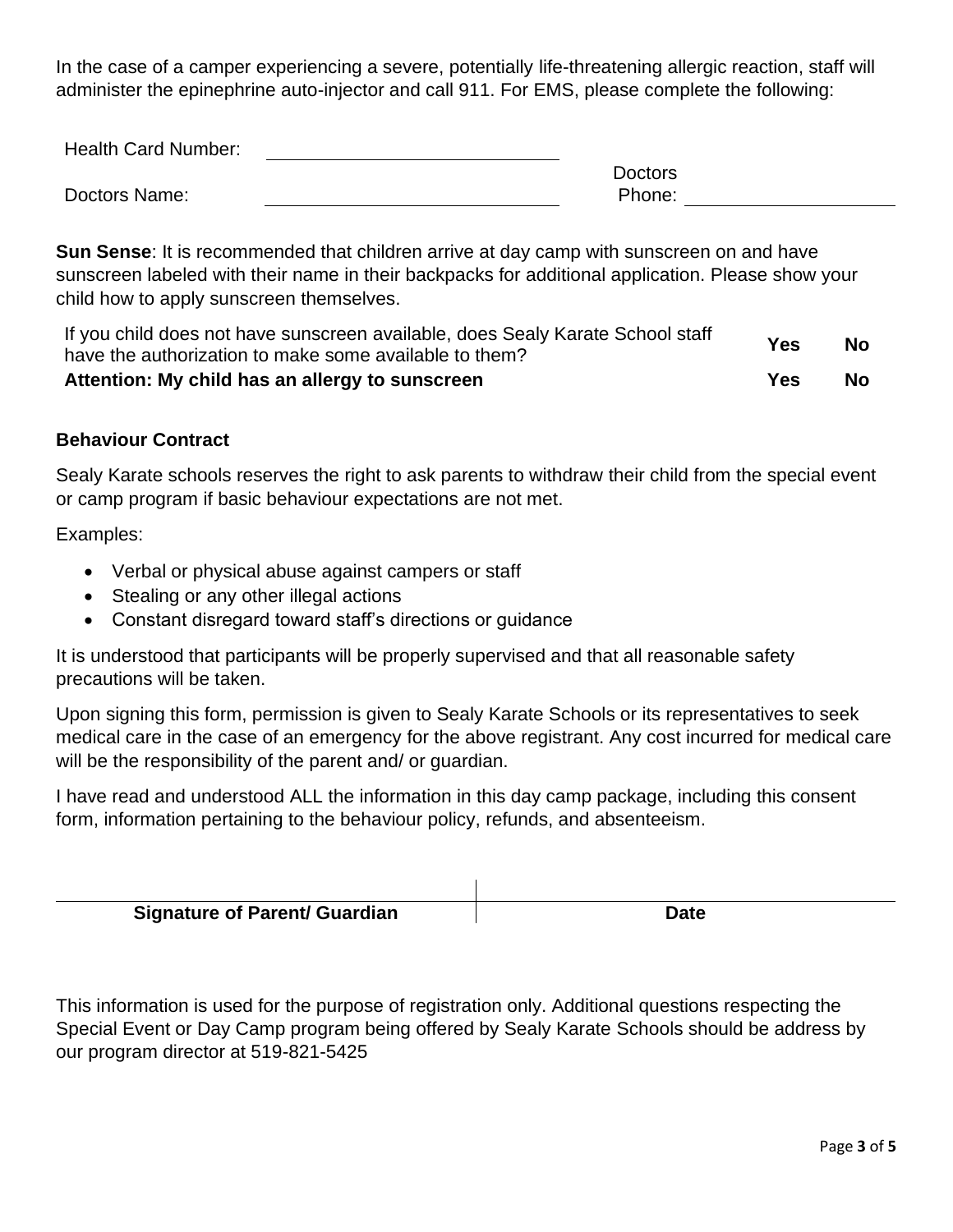In the case of a camper experiencing a severe, potentially life-threatening allergic reaction, staff will administer the epinephrine auto-injector and call 911. For EMS, please complete the following:

Health Card Number: ______________________________

Doctors Name: ______________________________ Doctors Phone: ______________________

**Sun Sense**: It is recommended that children arrive at day camp with sunscreen on and have sunscreen labeled with their name in their backpacks for additional application. Please show your child how to apply sunscreen themselves.

| | | |
|---|---|---|
| If you child does not have sunscreen available, does Sealy Karate School staff have the authorization to make some available to them? | **Yes** | **No** |
| **Attention: My child has an allergy to sunscreen** | **Yes** | **No** |

**Behaviour Contract**

Sealy Karate schools reserves the right to ask parents to withdraw their child from the special event or camp program if basic behaviour expectations are not met.

Examples:

- Verbal or physical abuse against campers or staff
- Stealing or any other illegal actions
- Constant disregard toward staff's directions or guidance

It is understood that participants will be properly supervised and that all reasonable safety precautions will be taken.

Upon signing this form, permission is given to Sealy Karate Schools or its representatives to seek medical care in the case of an emergency for the above registrant. Any cost incurred for medical care will be the responsibility of the parent and/ or guardian.

I have read and understood ALL the information in this day camp package, including this consent form, information pertaining to the behaviour policy, refunds, and absenteeism.

| | |
|---|---|
| **Signature of Parent/ Guardian** | **Date** |

This information is used for the purpose of registration only. Additional questions respecting the Special Event or Day Camp program being offered by Sealy Karate Schools should be address by our program director at 519-821-5425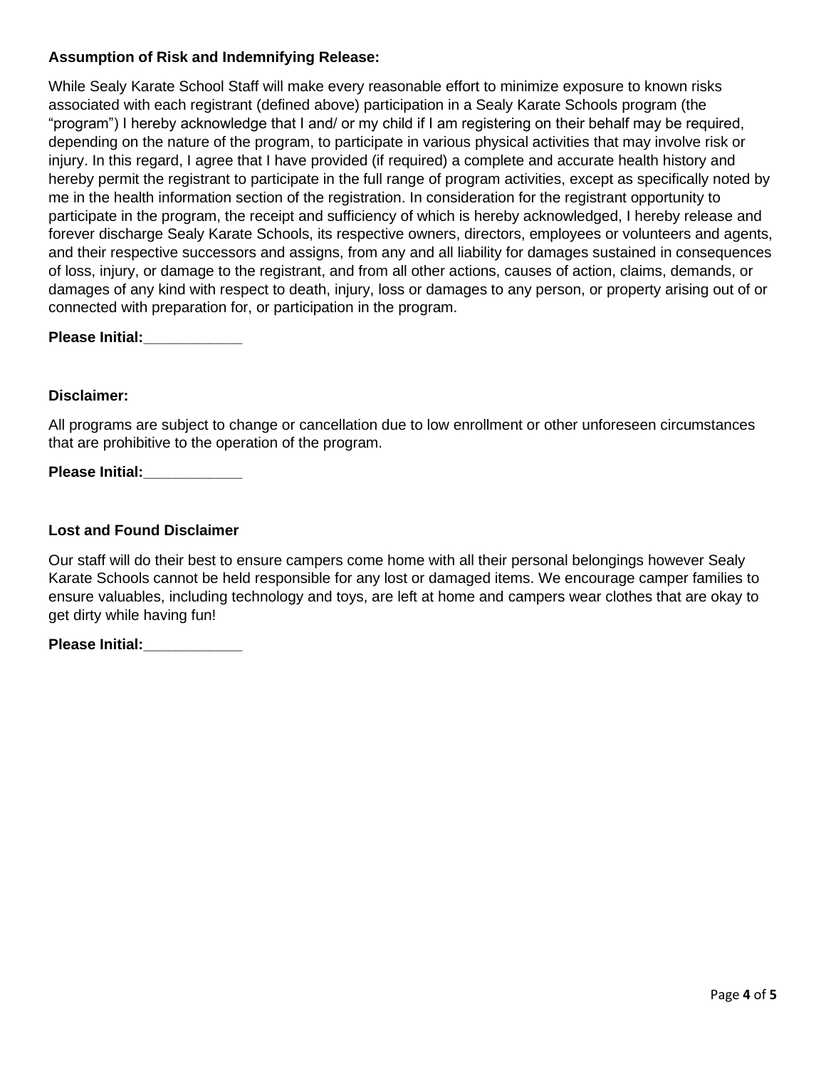**Assumption of Risk and Indemnifying Release:**

While Sealy Karate School Staff will make every reasonable effort to minimize exposure to known risks associated with each registrant (defined above) participation in a Sealy Karate Schools program (the "program") I hereby acknowledge that I and/ or my child if I am registering on their behalf may be required, depending on the nature of the program, to participate in various physical activities that may involve risk or injury. In this regard, I agree that I have provided (if required) a complete and accurate health history and hereby permit the registrant to participate in the full range of program activities, except as specifically noted by me in the health information section of the registration. In consideration for the registrant opportunity to participate in the program, the receipt and sufficiency of which is hereby acknowledged, I hereby release and forever discharge Sealy Karate Schools, its respective owners, directors, employees or volunteers and agents, and their respective successors and assigns, from any and all liability for damages sustained in consequences of loss, injury, or damage to the registrant, and from all other actions, causes of action, claims, demands, or damages of any kind with respect to death, injury, loss or damages to any person, or property arising out of or connected with preparation for, or participation in the program.

**Please Initial:____________**

**Disclaimer:**

All programs are subject to change or cancellation due to low enrollment or other unforeseen circumstances that are prohibitive to the operation of the program.

**Please Initial:____________**

**Lost and Found Disclaimer**

Our staff will do their best to ensure campers come home with all their personal belongings however Sealy Karate Schools cannot be held responsible for any lost or damaged items. We encourage camper families to ensure valuables, including technology and toys, are left at home and campers wear clothes that are okay to get dirty while having fun!

**Please Initial:____________**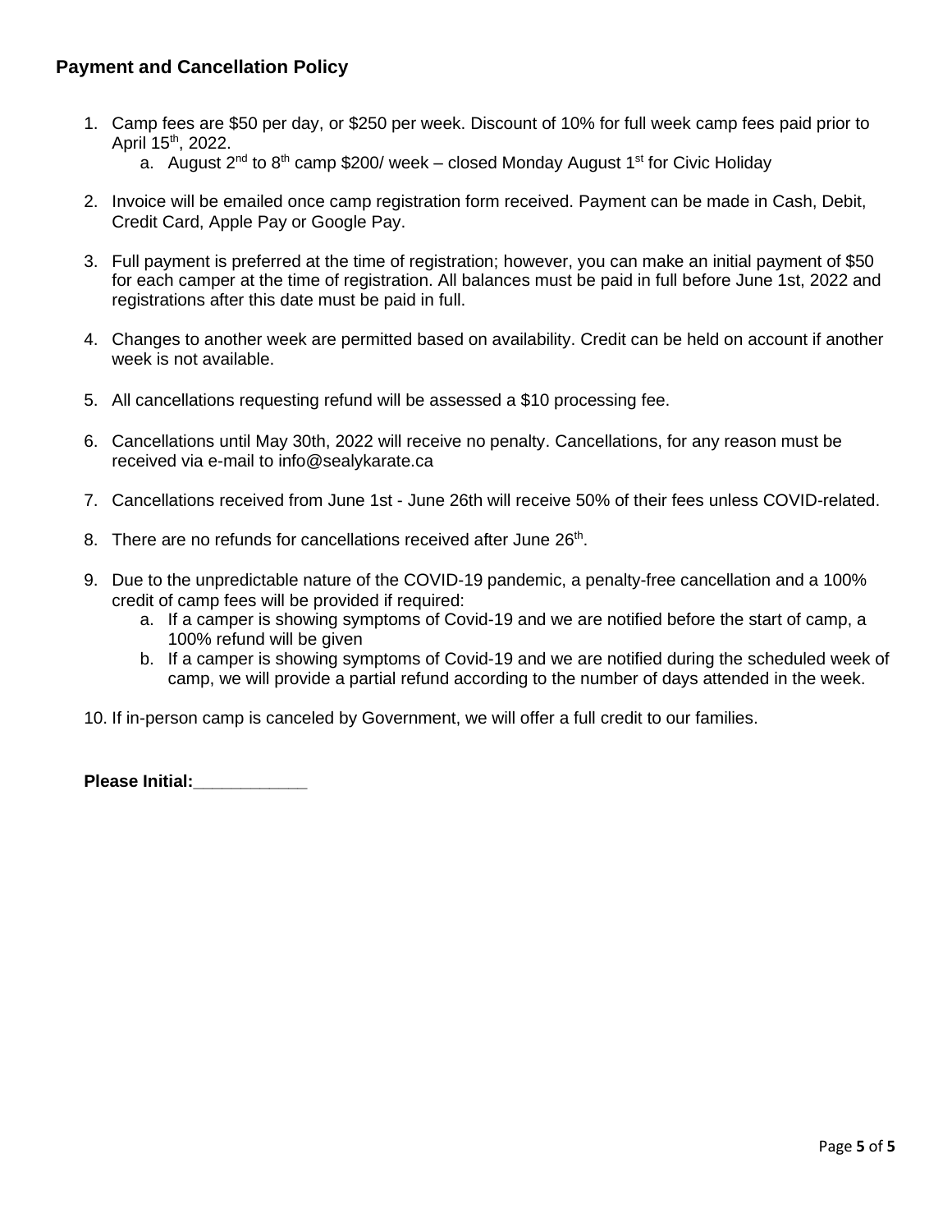## Payment and Cancellation Policy

1. Camp fees are $50 per day, or $250 per week. Discount of 10% for full week camp fees paid prior to April 15th, 2022.
   a. August 2nd to 8th camp $200/ week – closed Monday August 1st for Civic Holiday

2. Invoice will be emailed once camp registration form received. Payment can be made in Cash, Debit, Credit Card, Apple Pay or Google Pay.

3. Full payment is preferred at the time of registration; however, you can make an initial payment of $50 for each camper at the time of registration. All balances must be paid in full before June 1st, 2022 and registrations after this date must be paid in full.

4. Changes to another week are permitted based on availability. Credit can be held on account if another week is not available.

5. All cancellations requesting refund will be assessed a $10 processing fee.

6. Cancellations until May 30th, 2022 will receive no penalty. Cancellations, for any reason must be received via e-mail to info@sealykarate.ca

7. Cancellations received from June 1st - June 26th will receive 50% of their fees unless COVID-related.

8. There are no refunds for cancellations received after June 26th.

9. Due to the unpredictable nature of the COVID-19 pandemic, a penalty-free cancellation and a 100% credit of camp fees will be provided if required:
   a. If a camper is showing symptoms of Covid-19 and we are notified before the start of camp, a 100% refund will be given
   b. If a camper is showing symptoms of Covid-19 and we are notified during the scheduled week of camp, we will provide a partial refund according to the number of days attended in the week.

10. If in-person camp is canceled by Government, we will offer a full credit to our families.

**Please Initial:____________**